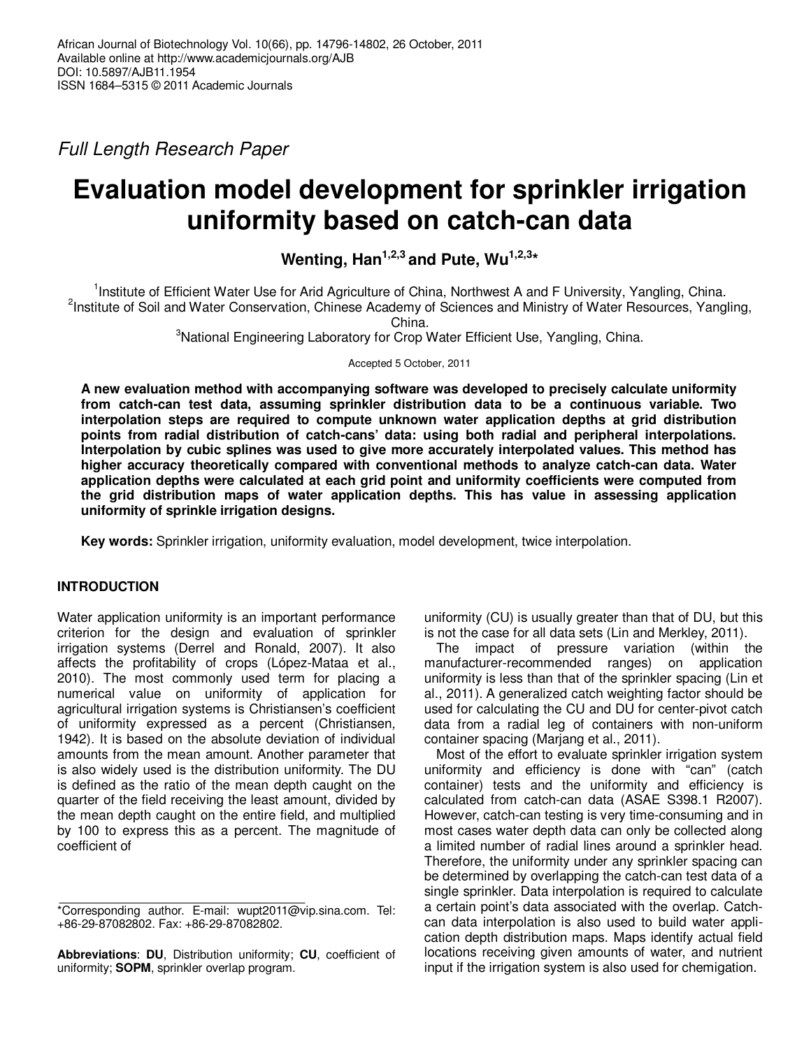*Full Length Research Paper*

# Evaluation model development for sprinkler irrigation uniformity based on catch-can data

**Wenting, Han[1,2,3] and Pute, Wu[1,2,3]***

[1]Institute of Efficient Water Use for Arid Agriculture of China, Northwest A and F University, Yangling, China.
[2]Institute of Soil and Water Conservation, Chinese Academy of Sciences and Ministry of Water Resources, Yangling, China.
[3]National Engineering Laboratory for Crop Water Efficient Use, Yangling, China.

Accepted 5 October, 2011

**A new evaluation method with accompanying software was developed to precisely calculate uniformity from catch-can test data, assuming sprinkler distribution data to be a continuous variable. Two interpolation steps are required to compute unknown water application depths at grid distribution points from radial distribution of catch-cans' data: using both radial and peripheral interpolations. Interpolation by cubic splines was used to give more accurately interpolated values. This method has higher accuracy theoretically compared with conventional methods to analyze catch-can data. Water application depths were calculated at each grid point and uniformity coefficients were computed from the grid distribution maps of water application depths. This has value in assessing application uniformity of sprinkle irrigation designs.**

**Key words:** Sprinkler irrigation, uniformity evaluation, model development, twice interpolation.

## INTRODUCTION

Water application uniformity is an important performance criterion for the design and evaluation of sprinkler irrigation systems (Derrel and Ronald, 2007). It also affects the profitability of crops (López-Mataa et al., 2010). The most commonly used term for placing a numerical value on uniformity of application for agricultural irrigation systems is Christiansen's coefficient of uniformity expressed as a percent (Christiansen, 1942). It is based on the absolute deviation of individual amounts from the mean amount. Another parameter that is also widely used is the distribution uniformity. The DU is defined as the ratio of the mean depth caught on the quarter of the field receiving the least amount, divided by the mean depth caught on the entire field, and multiplied by 100 to express this as a percent. The magnitude of coefficient of uniformity (CU) is usually greater than that of DU, but this is not the case for all data sets (Lin and Merkley, 2011).

The impact of pressure variation (within the manufacturer-recommended ranges) on application uniformity is less than that of the sprinkler spacing (Lin et al., 2011). A generalized catch weighting factor should be used for calculating the CU and DU for center-pivot catch data from a radial leg of containers with non-uniform container spacing (Marjang et al., 2011).

Most of the effort to evaluate sprinkler irrigation system uniformity and efficiency is done with "can" (catch container) tests and the uniformity and efficiency is calculated from catch-can data (ASAE S398.1 R2007). However, catch-can testing is very time-consuming and in most cases water depth data can only be collected along a limited number of radial lines around a sprinkler head. Therefore, the uniformity under any sprinkler spacing can be determined by overlapping the catch-can test data of a single sprinkler. Data interpolation is required to calculate a certain point's data associated with the overlap. Catch-can data interpolation is also used to build water application depth distribution maps. Maps identify actual field locations receiving given amounts of water, and nutrient input if the irrigation system is also used for chemigation.

*Corresponding author. E-mail: wupt2011@vip.sina.com. Tel: +86-29-87082802. Fax: +86-29-87082802.

**Abbreviations**: **DU**, Distribution uniformity; **CU**, coefficient of uniformity; **SOPM**, sprinkler overlap program.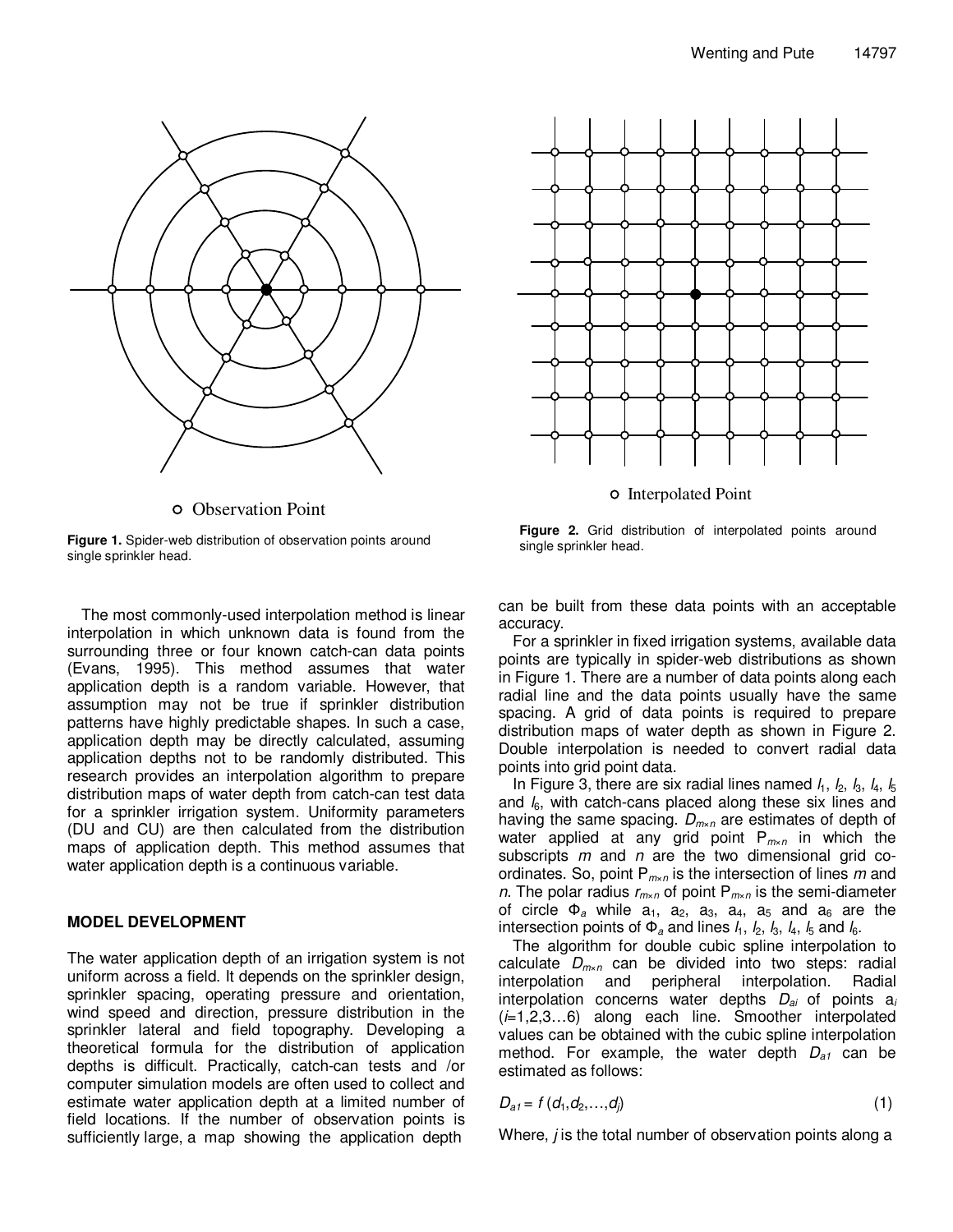○ Observation Point

**Figure 1.** Spider-web distribution of observation points around single sprinkler head.

○ Interpolated Point

**Figure 2.** Grid distribution of interpolated points around single sprinkler head.

The most commonly-used interpolation method is linear interpolation in which unknown data is found from the surrounding three or four known catch-can data points (Evans, 1995). This method assumes that water application depth is a random variable. However, that assumption may not be true if sprinkler distribution patterns have highly predictable shapes. In such a case, application depth may be directly calculated, assuming application depths not to be randomly distributed. This research provides an interpolation algorithm to prepare distribution maps of water depth from catch-can test data for a sprinkler irrigation system. Uniformity parameters (DU and CU) are then calculated from the distribution maps of application depth. This method assumes that water application depth is a continuous variable.

## MODEL DEVELOPMENT

The water application depth of an irrigation system is not uniform across a field. It depends on the sprinkler design, sprinkler spacing, operating pressure and orientation, wind speed and direction, pressure distribution in the sprinkler lateral and field topography. Developing a theoretical formula for the distribution of application depths is difficult. Practically, catch-can tests and /or computer simulation models are often used to collect and estimate water application depth at a limited number of field locations. If the number of observation points is sufficiently large, a map showing the application depth can be built from these data points with an acceptable accuracy.

For a sprinkler in fixed irrigation systems, available data points are typically in spider-web distributions as shown in Figure 1. There are a number of data points along each radial line and the data points usually have the same spacing. A grid of data points is required to prepare distribution maps of water depth as shown in Figure 2. Double interpolation is needed to convert radial data points into grid point data.

In Figure 3, there are six radial lines named $l_1$, $l_2$, $l_3$, $l_4$, $l_5$ and $l_6$, with catch-cans placed along these six lines and having the same spacing. $D_{m \times n}$ are estimates of depth of water applied at any grid point $P_{m \times n}$ in which the subscripts $m$ and $n$ are the two dimensional grid co-ordinates. So, point $P_{m \times n}$ is the intersection of lines $m$ and $n$. The polar radius $r_{m \times n}$ of point $P_{m \times n}$ is the semi-diameter of circle $\Phi_a$ while $a_1$, $a_2$, $a_3$, $a_4$, $a_5$ and $a_6$ are the intersection points of $\Phi_a$ and lines $l_1$, $l_2$, $l_3$, $l_4$, $l_5$ and $l_6$.

The algorithm for double cubic spline interpolation to calculate $D_{m \times n}$ can be divided into two steps: radial interpolation and peripheral interpolation. Radial interpolation concerns water depths $D_{ai}$ of points $a_i$ ($i$=1,2,3…6) along each line. Smoother interpolated values can be obtained with the cubic spline interpolation method. For example, the water depth $D_{a1}$ can be estimated as follows:

$$D_{a1} = f(d_1, d_2, \ldots, d_j) \tag{1}$$

Where, $j$ is the total number of observation points along a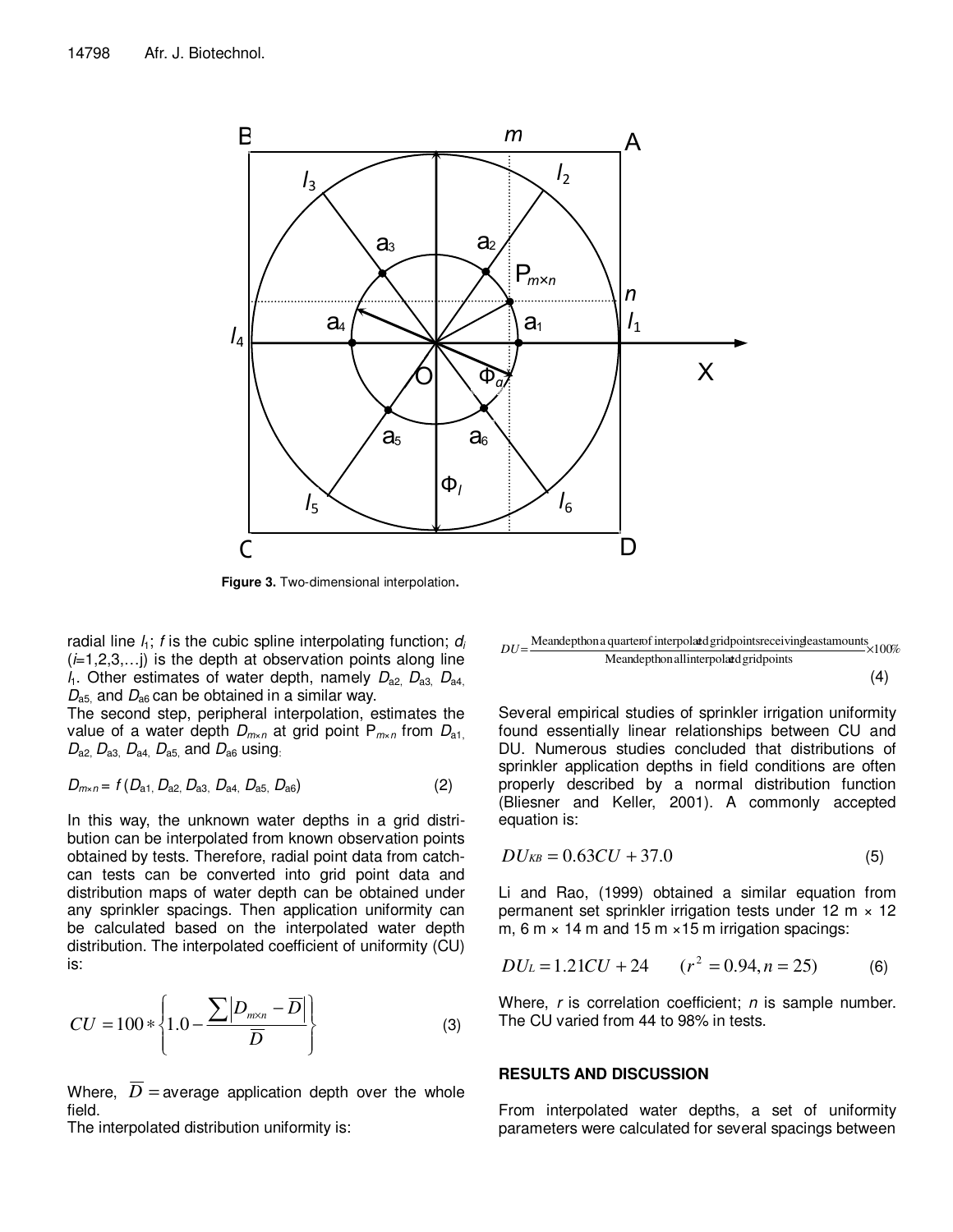**Figure 3.** Two-dimensional interpolation.

radial line $l_1$; $f$ is the cubic spline interpolating function; $d_i$ ($i$=1,2,3,…j) is the depth at observation points along line $l_1$. Other estimates of water depth, namely $D_{a2}$, $D_{a3}$, $D_{a4}$, $D_{a5}$, and $D_{a6}$ can be obtained in a similar way.

The second step, peripheral interpolation, estimates the value of a water depth $D_{m \times n}$ at grid point $P_{m \times n}$ from $D_{a1}$, $D_{a2}$, $D_{a3}$, $D_{a4}$, $D_{a5}$, and $D_{a6}$ using:

$$D_{m \times n} = f(D_{a1}, D_{a2}, D_{a3}, D_{a4}, D_{a5}, D_{a6}) \qquad (2)$$

In this way, the unknown water depths in a grid distribution can be interpolated from known observation points obtained by tests. Therefore, radial point data from catch-can tests can be converted into grid point data and distribution maps of water depth can be obtained under any sprinkler spacings. Then application uniformity can be calculated based on the interpolated water depth distribution. The interpolated coefficient of uniformity (CU) is:

$$CU = 100 * \left\{ 1.0 - \frac{\sum \left| D_{m \times n} - \overline{D} \right|}{\overline{D}} \right\} \qquad (3)$$

Where, $\overline{D}$ = average application depth over the whole field.

The interpolated distribution uniformity is:

$$DU = \frac{\text{Mean depth on a quarter of interpolated grid points receiving least amounts}}{\text{Mean depth on all interpolated grid points}} \times 100\% \qquad (4)$$

Several empirical studies of sprinkler irrigation uniformity found essentially linear relationships between CU and DU. Numerous studies concluded that distributions of sprinkler application depths in field conditions are often properly described by a normal distribution function (Bliesner and Keller, 2001). A commonly accepted equation is:

$$DU_{KB} = 0.63CU + 37.0 \qquad (5)$$

Li and Rao, (1999) obtained a similar equation from permanent set sprinkler irrigation tests under 12 m × 12 m, 6 m × 14 m and 15 m ×15 m irrigation spacings:

$$DU_L = 1.21CU + 24 \qquad (r^2 = 0.94, n = 25) \qquad (6)$$

Where, $r$ is correlation coefficient; $n$ is sample number. The CU varied from 44 to 98% in tests.

## RESULTS AND DISCUSSION

From interpolated water depths, a set of uniformity parameters were calculated for several spacings between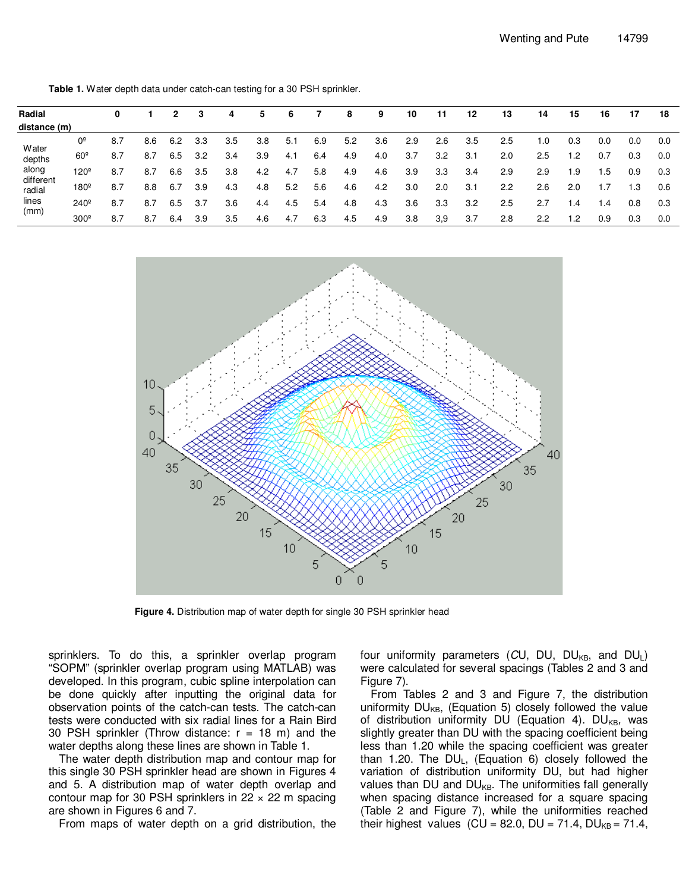**Table 1.** Water depth data under catch-can testing for a 30 PSH sprinkler.

| Radial distance (m) | | 0 | 1 | 2 | 3 | 4 | 5 | 6 | 7 | 8 | 9 | 10 | 11 | 12 | 13 | 14 | 15 | 16 | 17 | 18 |
|---|---|---|---|---|---|---|---|---|---|---|---|---|---|---|---|---|---|---|---|---|
| Water depths along different radial lines (mm) | 0º | 8.7 | 8.6 | 6.2 | 3.3 | 3.5 | 3.8 | 5.1 | 6.9 | 5.2 | 3.6 | 2.9 | 2.6 | 3.5 | 2.5 | 1.0 | 0.3 | 0.0 | 0.0 | 0.0 |
| | 60º | 8.7 | 8.7 | 6.5 | 3.2 | 3.4 | 3.9 | 4.1 | 6.4 | 4.9 | 4.0 | 3.7 | 3.2 | 3.1 | 2.0 | 2.5 | 1.2 | 0.7 | 0.3 | 0.0 |
| | 120º | 8.7 | 8.7 | 6.6 | 3.5 | 3.8 | 4.2 | 4.7 | 5.8 | 4.9 | 4.6 | 3.9 | 3.3 | 3.4 | 2.9 | 2.9 | 1.9 | 1.5 | 0.9 | 0.3 |
| | 180º | 8.7 | 8.8 | 6.7 | 3.9 | 4.3 | 4.8 | 5.2 | 5.6 | 4.6 | 4.2 | 3.0 | 2.0 | 3.1 | 2.2 | 2.6 | 2.0 | 1.7 | 1.3 | 0.6 |
| | 240º | 8.7 | 8.7 | 6.5 | 3.7 | 3.6 | 4.4 | 4.5 | 5.4 | 4.8 | 4.3 | 3.6 | 3.3 | 3.2 | 2.5 | 2.7 | 1.4 | 1.4 | 0.8 | 0.3 |
| | 300º | 8.7 | 8.7 | 6.4 | 3.9 | 3.5 | 4.6 | 4.7 | 6.3 | 4.5 | 4.9 | 3.8 | 3,9 | 3.7 | 2.8 | 2.2 | 1.2 | 0.9 | 0.3 | 0.0 |

**Figure 4.** Distribution map of water depth for single 30 PSH sprinkler head

sprinklers. To do this, a sprinkler overlap program "SOPM" (sprinkler overlap program using MATLAB) was developed. In this program, cubic spline interpolation can be done quickly after inputting the original data for observation points of the catch-can tests. The catch-can tests were conducted with six radial lines for a Rain Bird 30 PSH sprinkler (Throw distance: r = 18 m) and the water depths along these lines are shown in Table 1.

The water depth distribution map and contour map for this single 30 PSH sprinkler head are shown in Figures 4 and 5. A distribution map of water depth overlap and contour map for 30 PSH sprinklers in 22 × 22 m spacing are shown in Figures 6 and 7.

From maps of water depth on a grid distribution, the four uniformity parameters (*CU*, DU, $DU_{KB}$, and $DU_L$) were calculated for several spacings (Tables 2 and 3 and Figure 7).

From Tables 2 and 3 and Figure 7, the distribution uniformity $DU_{KB}$, (Equation 5) closely followed the value of distribution uniformity DU (Equation 4). $DU_{KB}$, was slightly greater than DU with the spacing coefficient being less than 1.20 while the spacing coefficient was greater than 1.20. The $DU_L$, (Equation 6) closely followed the variation of distribution uniformity DU, but had higher values than DU and $DU_{KB}$. The uniformities fall generally when spacing distance increased for a square spacing (Table 2 and Figure 7), while the uniformities reached their highest values (CU = 82.0, DU = 71.4, $DU_{KB}$ = 71.4,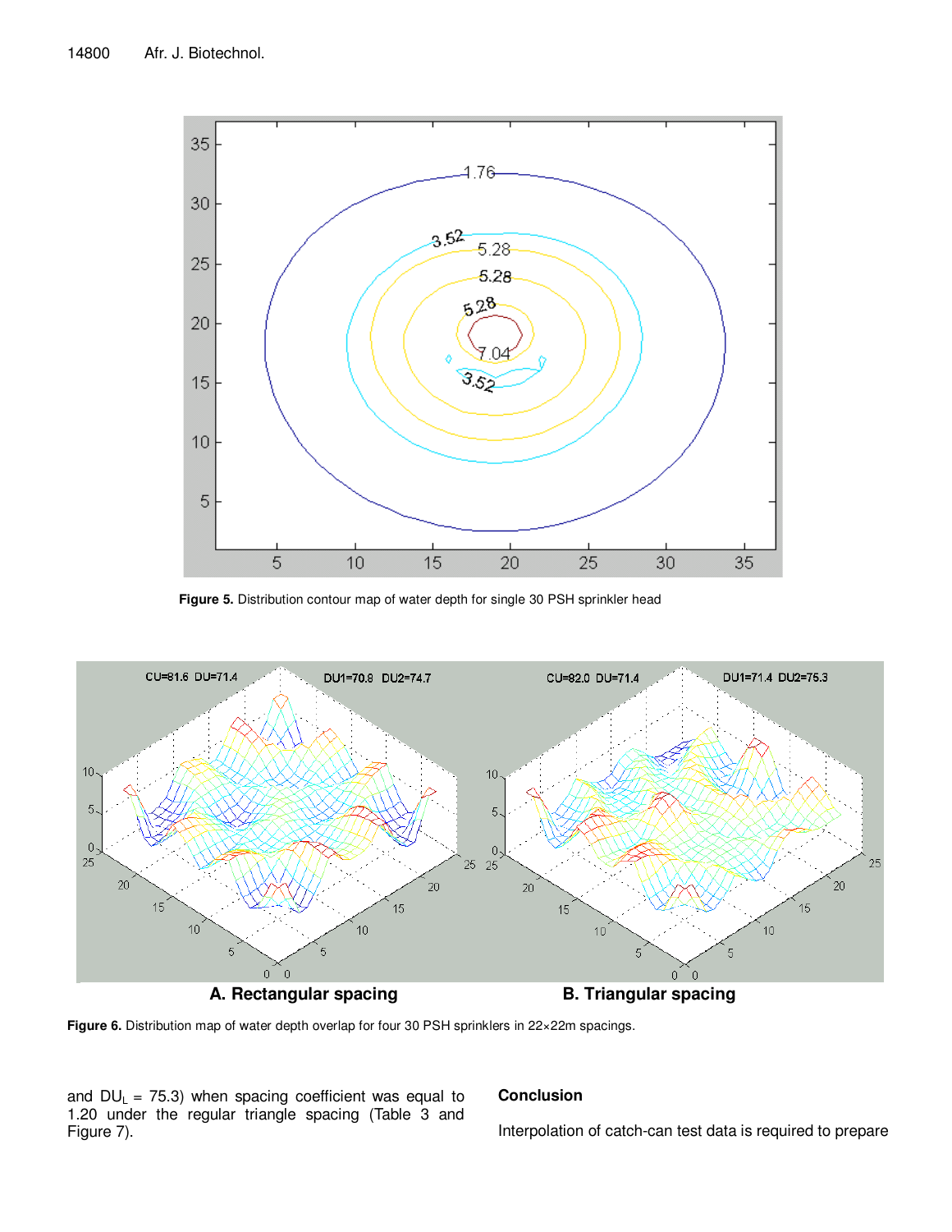**Figure 5.** Distribution contour map of water depth for single 30 PSH sprinkler head

**A. Rectangular spacing** **B. Triangular spacing**

**Figure 6.** Distribution map of water depth overlap for four 30 PSH sprinklers in 22×22m spacings.

and $DU_L$ = 75.3) when spacing coefficient was equal to 1.20 under the regular triangle spacing (Table 3 and Figure 7).

## Conclusion

Interpolation of catch-can test data is required to prepare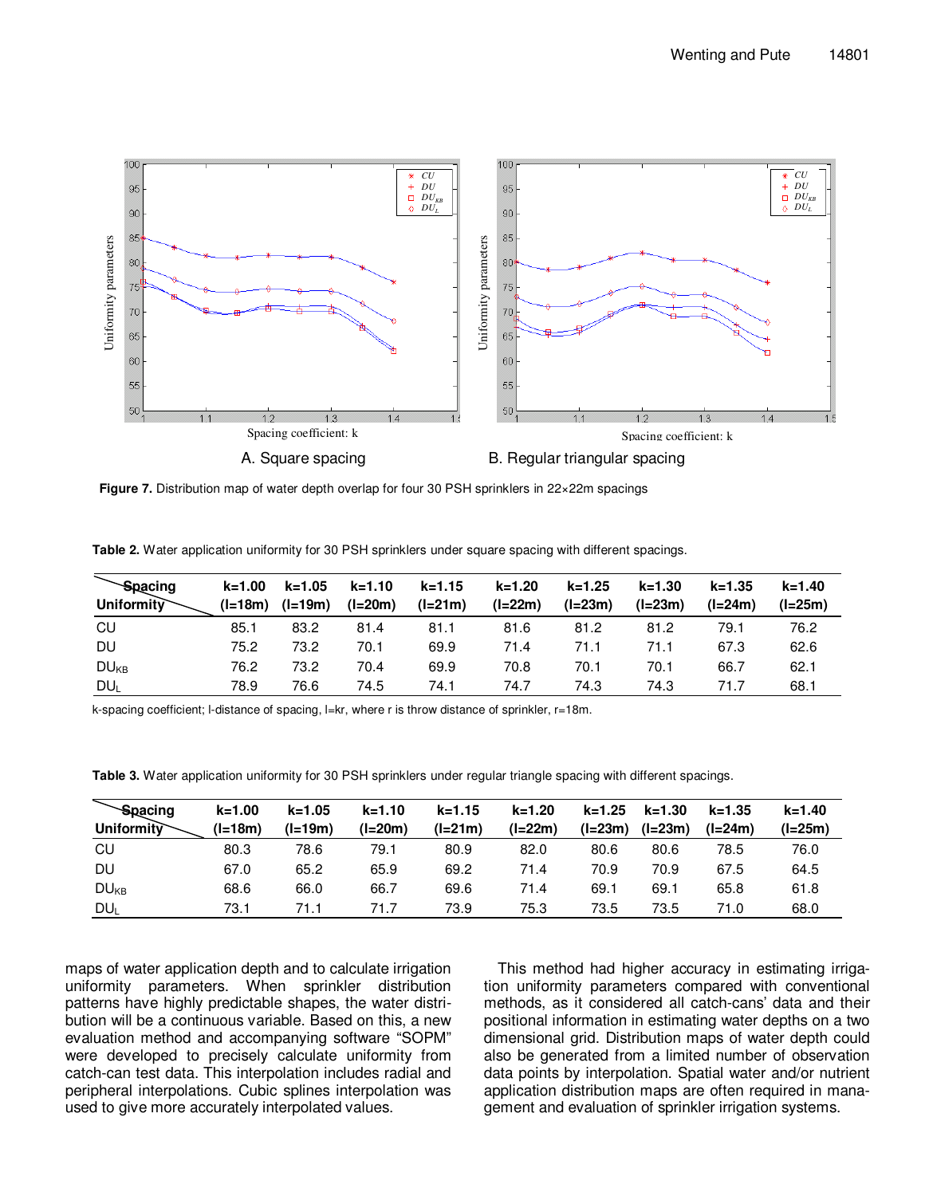A. Square spacing

B. Regular triangular spacing

**Figure 7.** Distribution map of water depth overlap for four 30 PSH sprinklers in 22×22m spacings

**Table 2.** Water application uniformity for 30 PSH sprinklers under square spacing with different spacings.

| Spacing / Uniformity | k=1.00 (l=18m) | k=1.05 (l=19m) | k=1.10 (l=20m) | k=1.15 (l=21m) | k=1.20 (l=22m) | k=1.25 (l=23m) | k=1.30 (l=23m) | k=1.35 (l=24m) | k=1.40 (l=25m) |
|---|---|---|---|---|---|---|---|---|---|
| CU | 85.1 | 83.2 | 81.4 | 81.1 | 81.6 | 81.2 | 81.2 | 79.1 | 76.2 |
| DU | 75.2 | 73.2 | 70.1 | 69.9 | 71.4 | 71.1 | 71.1 | 67.3 | 62.6 |
| $DU_{KB}$ | 76.2 | 73.2 | 70.4 | 69.9 | 70.8 | 70.1 | 70.1 | 66.7 | 62.1 |
| $DU_L$ | 78.9 | 76.6 | 74.5 | 74.1 | 74.7 | 74.3 | 74.3 | 71.7 | 68.1 |

k-spacing coefficient; l-distance of spacing, l=kr, where r is throw distance of sprinkler, r=18m.

**Table 3.** Water application uniformity for 30 PSH sprinklers under regular triangle spacing with different spacings.

| Spacing / Uniformity | k=1.00 (l=18m) | k=1.05 (l=19m) | k=1.10 (l=20m) | k=1.15 (l=21m) | k=1.20 (l=22m) | k=1.25 (l=23m) | k=1.30 (l=23m) | k=1.35 (l=24m) | k=1.40 (l=25m) |
|---|---|---|---|---|---|---|---|---|---|
| CU | 80.3 | 78.6 | 79.1 | 80.9 | 82.0 | 80.6 | 80.6 | 78.5 | 76.0 |
| DU | 67.0 | 65.2 | 65.9 | 69.2 | 71.4 | 70.9 | 70.9 | 67.5 | 64.5 |
| $DU_{KB}$ | 68.6 | 66.0 | 66.7 | 69.6 | 71.4 | 69.1 | 69.1 | 65.8 | 61.8 |
| $DU_L$ | 73.1 | 71.1 | 71.7 | 73.9 | 75.3 | 73.5 | 73.5 | 71.0 | 68.0 |

maps of water application depth and to calculate irrigation uniformity parameters. When sprinkler distribution patterns have highly predictable shapes, the water distribution will be a continuous variable. Based on this, a new evaluation method and accompanying software "SOPM" were developed to precisely calculate uniformity from catch-can test data. This interpolation includes radial and peripheral interpolations. Cubic splines interpolation was used to give more accurately interpolated values.

This method had higher accuracy in estimating irrigation uniformity parameters compared with conventional methods, as it considered all catch-cans' data and their positional information in estimating water depths on a two dimensional grid. Distribution maps of water depth could also be generated from a limited number of observation data points by interpolation. Spatial water and/or nutrient application distribution maps are often required in management and evaluation of sprinkler irrigation systems.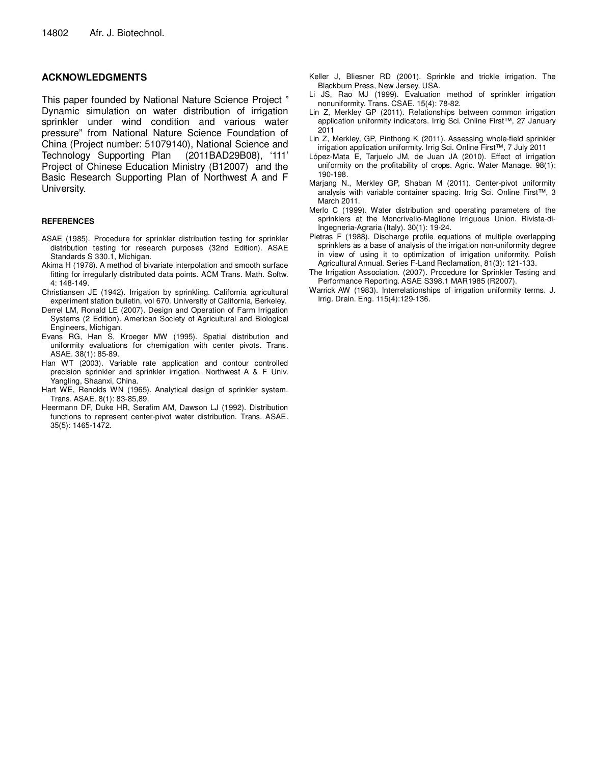## ACKNOWLEDGMENTS

This paper founded by National Nature Science Project " Dynamic simulation on water distribution of irrigation sprinkler under wind condition and various water pressure" from National Nature Science Foundation of China (Project number: 51079140), National Science and Technology Supporting Plan (2011BAD29B08), '111' Project of Chinese Education Ministry (B12007) and the Basic Research Supporting Plan of Northwest A and F University.

### REFERENCES

ASAE (1985). Procedure for sprinkler distribution testing for sprinkler distribution testing for research purposes (32nd Edition). ASAE Standards S 330.1, Michigan.

Akima H (1978). A method of bivariate interpolation and smooth surface fitting for irregularly distributed data points. ACM Trans. Math. Softw. 4: 148-149.

Christiansen JE (1942). Irrigation by sprinkling. California agricultural experiment station bulletin, vol 670. University of California, Berkeley.

Derrel LM, Ronald LE (2007). Design and Operation of Farm Irrigation Systems (2 Edition). American Society of Agricultural and Biological Engineers, Michigan.

Evans RG, Han S, Kroeger MW (1995). Spatial distribution and uniformity evaluations for chemigation with center pivots. Trans. ASAE. 38(1): 85-89.

Han WT (2003). Variable rate application and contour controlled precision sprinkler and sprinkler irrigation. Northwest A & F Univ. Yangling, Shaanxi, China.

Hart WE, Renolds WN (1965). Analytical design of sprinkler system. Trans. ASAE. 8(1): 83-85,89.

Heermann DF, Duke HR, Serafim AM, Dawson LJ (1992). Distribution functions to represent center-pivot water distribution. Trans. ASAE. 35(5): 1465-1472.

Keller J, Bliesner RD (2001). Sprinkle and trickle irrigation. The Blackburn Press, New Jersey, USA.

Li JS, Rao MJ (1999). Evaluation method of sprinkler irrigation nonuniformity. Trans. CSAE. 15(4): 78-82.

Lin Z, Merkley GP (2011). Relationships between common irrigation application uniformity indicators. Irrig Sci. Online First™, 27 January 2011

Lin Z, Merkley, GP, Pinthong K (2011). Assessing whole-field sprinkler irrigation application uniformity. Irrig Sci. Online First™, 7 July 2011

López-Mata E, Tarjuelo JM, de Juan JA (2010). Effect of irrigation uniformity on the profitability of crops. Agric. Water Manage. 98(1): 190-198.

Marjang N., Merkley GP, Shaban M (2011). Center-pivot uniformity analysis with variable container spacing. Irrig Sci. Online First™, 3 March 2011.

Merlo C (1999). Water distribution and operating parameters of the sprinklers at the Moncrivello-Maglione Irriguous Union. Rivista-di-Ingegneria-Agraria (Italy). 30(1): 19-24.

Pietras F (1988). Discharge profile equations of multiple overlapping sprinklers as a base of analysis of the irrigation non-uniformity degree in view of using it to optimization of irrigation uniformity. Polish Agricultural Annual. Series F-Land Reclamation, 81(3): 121-133.

The Irrigation Association. (2007). Procedure for Sprinkler Testing and Performance Reporting. ASAE S398.1 MAR1985 (R2007).

Warrick AW (1983). Interrelationships of irrigation uniformity terms. J. Irrig. Drain. Eng. 115(4):129-136.